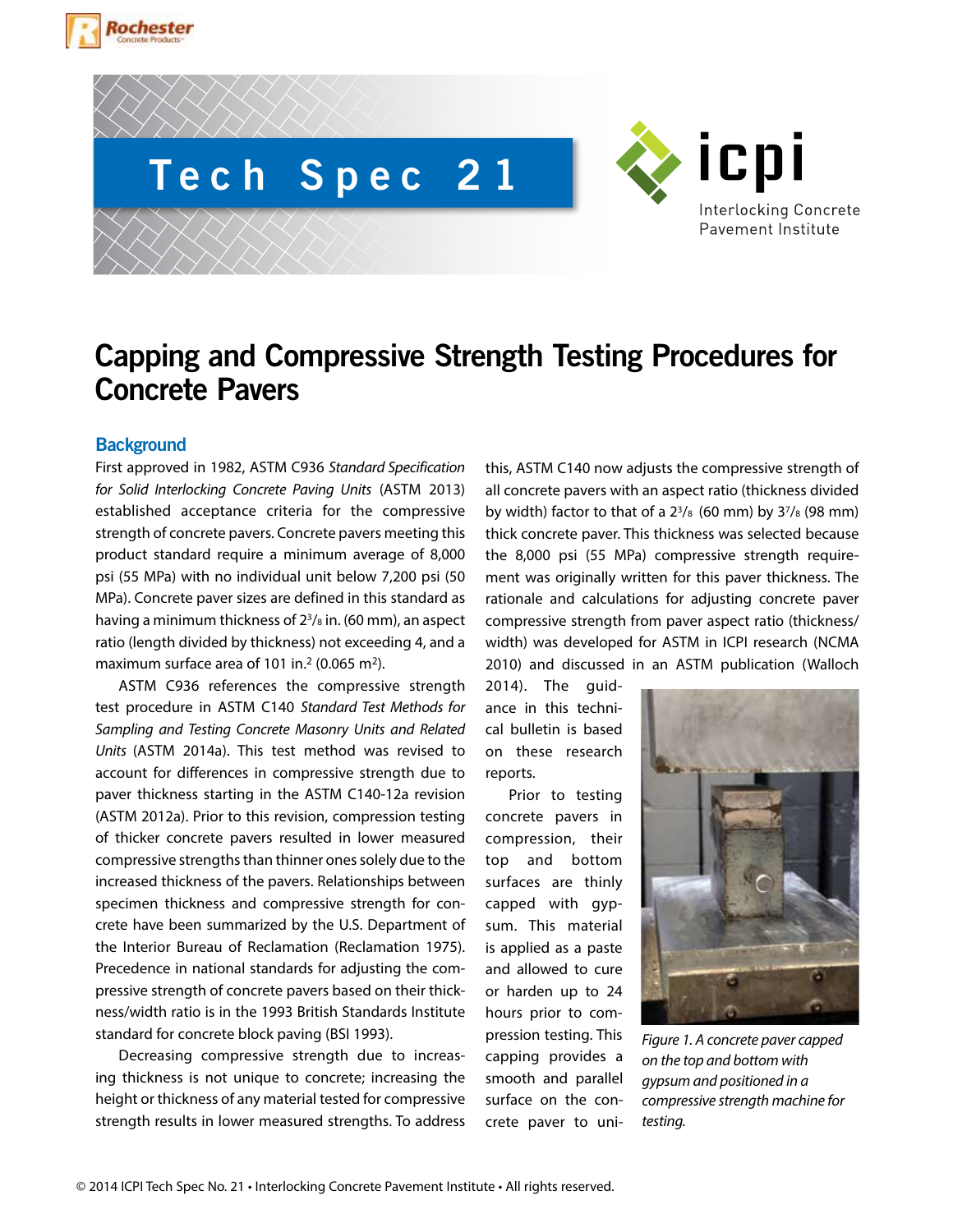Rochester Concrete Products

# Tech Spec 21

icpi Interlocking Concrete Pavement Institute

# Capping and Compressive Strength Testing Procedures for Concrete Pavers

## Background

First approved in 1982, ASTM C936 *Standard Specification for Solid Interlocking Concrete Paving Units* (ASTM 2013) established acceptance criteria for the compressive strength of concrete pavers. Concrete pavers meeting this product standard require a minimum average of 8,000 psi (55 MPa) with no individual unit below 7,200 psi (50 MPa). Concrete paver sizes are defined in this standard as having a minimum thickness of $2^3/_8$ in. (60 mm), an aspect ratio (length divided by thickness) not exceeding 4, and a maximum surface area of 101 in.$^2$ (0.065 m$^2$).

ASTM C936 references the compressive strength test procedure in ASTM C140 *Standard Test Methods for Sampling and Testing Concrete Masonry Units and Related Units* (ASTM 2014a). This test method was revised to account for differences in compressive strength due to paver thickness starting in the ASTM C140-12a revision (ASTM 2012a). Prior to this revision, compression testing of thicker concrete pavers resulted in lower measured compressive strengths than thinner ones solely due to the increased thickness of the pavers. Relationships between specimen thickness and compressive strength for concrete have been summarized by the U.S. Department of the Interior Bureau of Reclamation (Reclamation 1975). Precedence in national standards for adjusting the compressive strength of concrete pavers based on their thickness/width ratio is in the 1993 British Standards Institute standard for concrete block paving (BSI 1993).

Decreasing compressive strength due to increasing thickness is not unique to concrete; increasing the height or thickness of any material tested for compressive strength results in lower measured strengths. To address this, ASTM C140 now adjusts the compressive strength of all concrete pavers with an aspect ratio (thickness divided by width) factor to that of a $2^3/_8$ (60 mm) by $3^7/_8$ (98 mm) thick concrete paver. This thickness was selected because the 8,000 psi (55 MPa) compressive strength requirement was originally written for this paver thickness. The rationale and calculations for adjusting concrete paver compressive strength from paver aspect ratio (thickness/width) was developed for ASTM in ICPI research (NCMA 2010) and discussed in an ASTM publication (Walloch 2014). The guidance in this technical bulletin is based on these research reports.

Prior to testing concrete pavers in compression, their top and bottom surfaces are thinly capped with gypsum. This material is applied as a paste and allowed to cure or harden up to 24 hours prior to compression testing. This capping provides a smooth and parallel surface on the concrete paver to uni-

*Figure 1. A concrete paver capped on the top and bottom with gypsum and positioned in a compressive strength machine for testing.*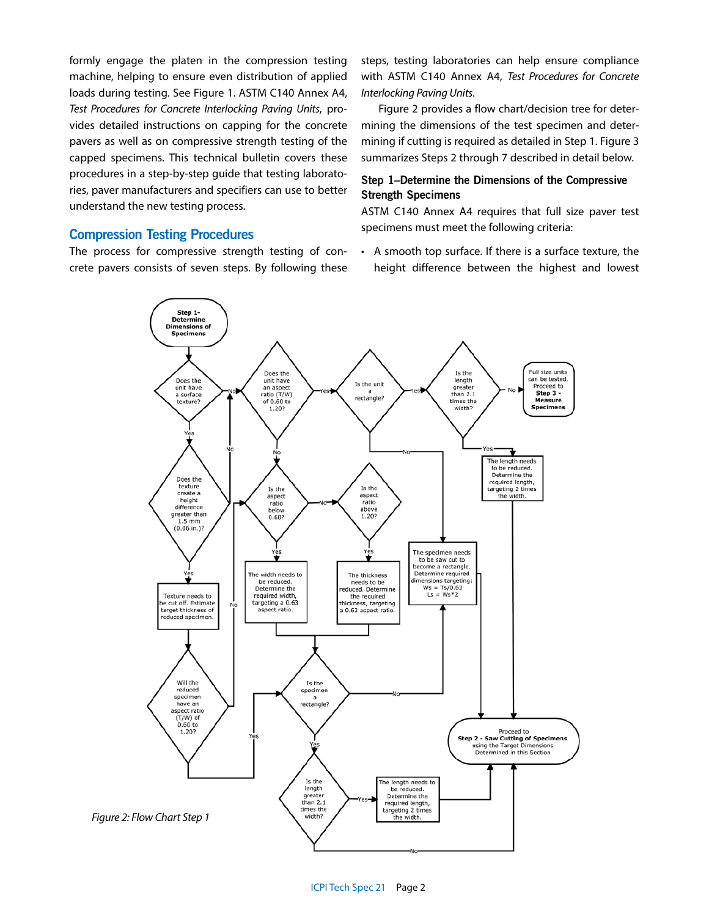formly engage the platen in the compression testing machine, helping to ensure even distribution of applied loads during testing. See Figure 1. ASTM C140 Annex A4, *Test Procedures for Concrete Interlocking Paving Units*, provides detailed instructions on capping for the concrete pavers as well as on compressive strength testing of the capped specimens. This technical bulletin covers these procedures in a step-by-step guide that testing laboratories, paver manufacturers and specifiers can use to better understand the new testing process.

## Compression Testing Procedures

The process for compressive strength testing of concrete pavers consists of seven steps. By following these steps, testing laboratories can help ensure compliance with ASTM C140 Annex A4, *Test Procedures for Concrete Interlocking Paving Units*.

Figure 2 provides a flow chart/decision tree for determining the dimensions of the test specimen and determining if cutting is required as detailed in Step 1. Figure 3 summarizes Steps 2 through 7 described in detail below.

### Step 1–Determine the Dimensions of the Compressive Strength Specimens

ASTM C140 Annex A4 requires that full size paver test specimens must meet the following criteria:

- A smooth top surface. If there is a surface texture, the height difference between the highest and lowest

*Figure 2: Flow Chart Step 1*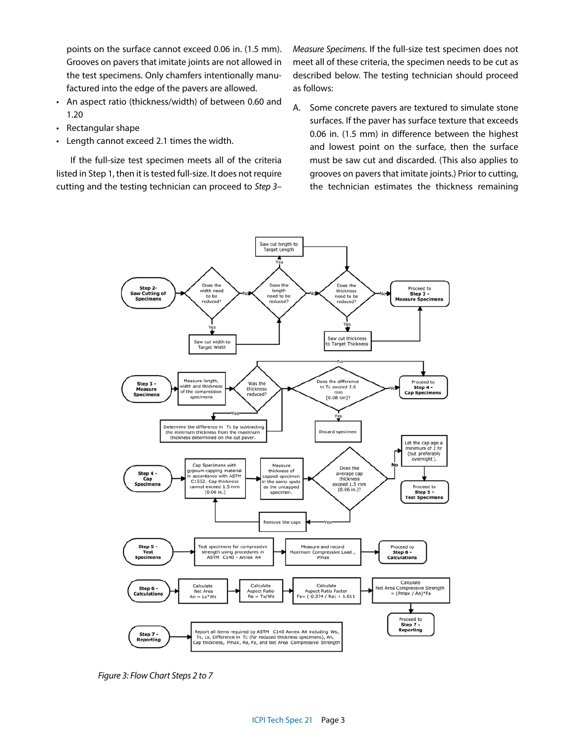points on the surface cannot exceed 0.06 in. (1.5 mm). Grooves on pavers that imitate joints are not allowed in the test specimens. Only chamfers intentionally manufactured into the edge of the pavers are allowed.

- An aspect ratio (thickness/width) of between 0.60 and 1.20
- Rectangular shape
- Length cannot exceed 2.1 times the width.

If the full-size test specimen meets all of the criteria listed in Step 1, then it is tested full-size. It does not require cutting and the testing technician can proceed to *Step 3–Measure Specimens*. If the full-size test specimen does not meet all of these criteria, the specimen needs to be cut as described below. The testing technician should proceed as follows:

A. Some concrete pavers are textured to simulate stone surfaces. If the paver has surface texture that exceeds 0.06 in. (1.5 mm) in difference between the highest and lowest point on the surface, then the surface must be saw cut and discarded. (This also applies to grooves on pavers that imitate joints.) Prior to cutting, the technician estimates the thickness remaining

*Figure 3: Flow Chart Steps 2 to 7*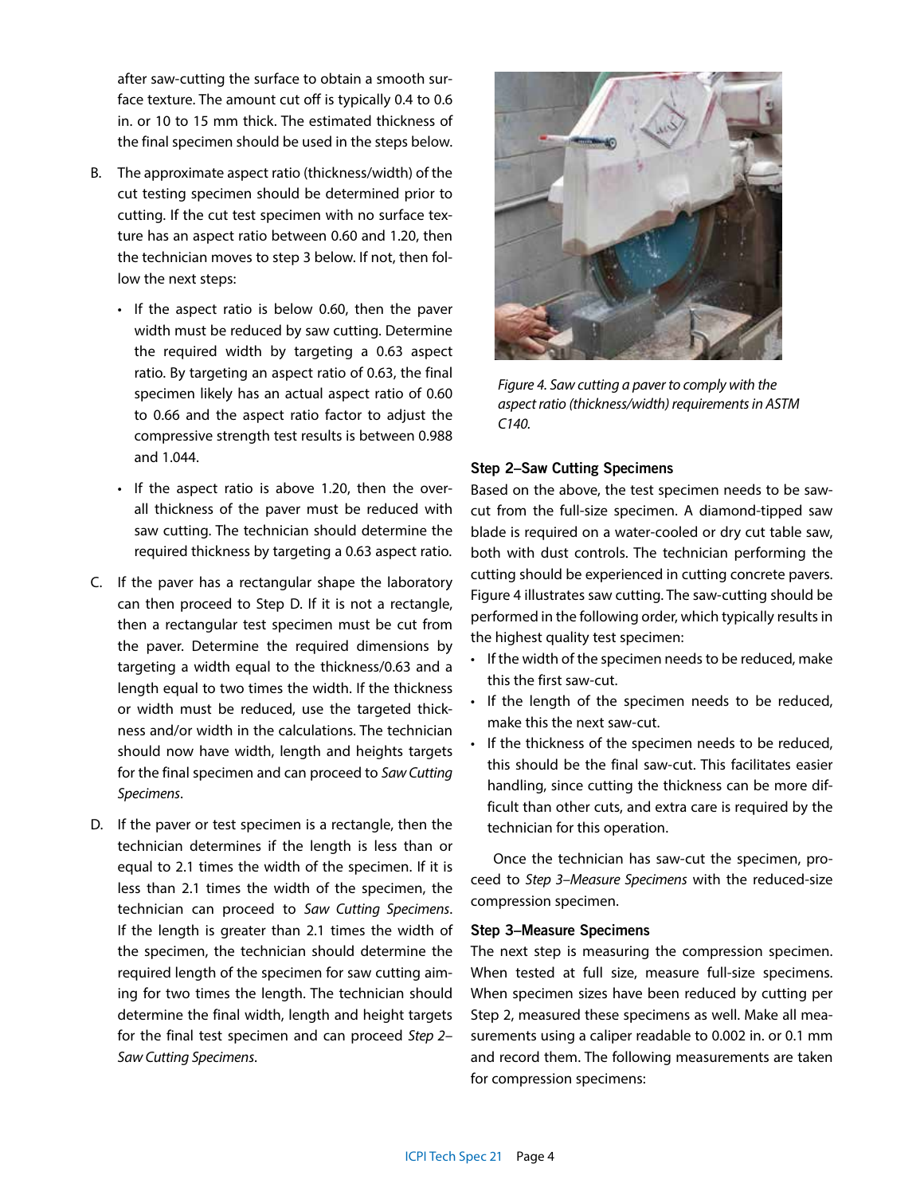after saw-cutting the surface to obtain a smooth surface texture. The amount cut off is typically 0.4 to 0.6 in. or 10 to 15 mm thick. The estimated thickness of the final specimen should be used in the steps below.

B. The approximate aspect ratio (thickness/width) of the cut testing specimen should be determined prior to cutting. If the cut test specimen with no surface texture has an aspect ratio between 0.60 and 1.20, then the technician moves to step 3 below. If not, then follow the next steps:

- If the aspect ratio is below 0.60, then the paver width must be reduced by saw cutting. Determine the required width by targeting a 0.63 aspect ratio. By targeting an aspect ratio of 0.63, the final specimen likely has an actual aspect ratio of 0.60 to 0.66 and the aspect ratio factor to adjust the compressive strength test results is between 0.988 and 1.044.
- If the aspect ratio is above 1.20, then the overall thickness of the paver must be reduced with saw cutting. The technician should determine the required thickness by targeting a 0.63 aspect ratio.

C. If the paver has a rectangular shape the laboratory can then proceed to Step D. If it is not a rectangle, then a rectangular test specimen must be cut from the paver. Determine the required dimensions by targeting a width equal to the thickness/0.63 and a length equal to two times the width. If the thickness or width must be reduced, use the targeted thickness and/or width in the calculations. The technician should now have width, length and heights targets for the final specimen and can proceed to *Saw Cutting Specimens*.

D. If the paver or test specimen is a rectangle, then the technician determines if the length is less than or equal to 2.1 times the width of the specimen. If it is less than 2.1 times the width of the specimen, the technician can proceed to *Saw Cutting Specimens*. If the length is greater than 2.1 times the width of the specimen, the technician should determine the required length of the specimen for saw cutting aiming for two times the length. The technician should determine the final width, length and height targets for the final test specimen and can proceed *Step 2–Saw Cutting Specimens*.

*Figure 4. Saw cutting a paver to comply with the aspect ratio (thickness/width) requirements in ASTM C140.*

### Step 2–Saw Cutting Specimens

Based on the above, the test specimen needs to be saw-cut from the full-size specimen. A diamond-tipped saw blade is required on a water-cooled or dry cut table saw, both with dust controls. The technician performing the cutting should be experienced in cutting concrete pavers. Figure 4 illustrates saw cutting. The saw-cutting should be performed in the following order, which typically results in the highest quality test specimen:

- If the width of the specimen needs to be reduced, make this the first saw-cut.
- If the length of the specimen needs to be reduced, make this the next saw-cut.
- If the thickness of the specimen needs to be reduced, this should be the final saw-cut. This facilitates easier handling, since cutting the thickness can be more difficult than other cuts, and extra care is required by the technician for this operation.

Once the technician has saw-cut the specimen, proceed to *Step 3–Measure Specimens* with the reduced-size compression specimen.

### Step 3–Measure Specimens

The next step is measuring the compression specimen. When tested at full size, measure full-size specimens. When specimen sizes have been reduced by cutting per Step 2, measured these specimens as well. Make all measurements using a caliper readable to 0.002 in. or 0.1 mm and record them. The following measurements are taken for compression specimens: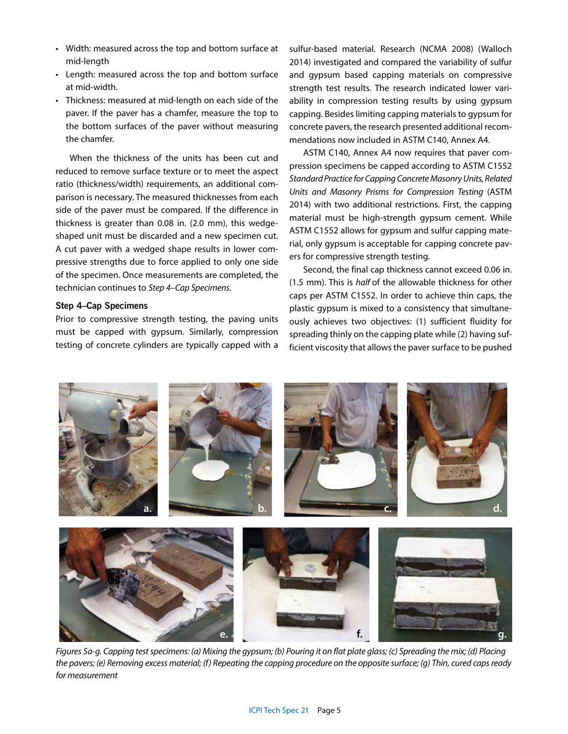- Width: measured across the top and bottom surface at mid-length
- Length: measured across the top and bottom surface at mid-width.
- Thickness: measured at mid-length on each side of the paver. If the paver has a chamfer, measure the top to the bottom surfaces of the paver without measuring the chamfer.

When the thickness of the units has been cut and reduced to remove surface texture or to meet the aspect ratio (thickness/width) requirements, an additional comparison is necessary. The measured thicknesses from each side of the paver must be compared. If the difference in thickness is greater than 0.08 in. (2.0 mm), this wedge-shaped unit must be discarded and a new specimen cut. A cut paver with a wedged shape results in lower compressive strengths due to force applied to only one side of the specimen. Once measurements are completed, the technician continues to *Step 4–Cap Specimens*.

### Step 4–Cap Specimens

Prior to compressive strength testing, the paving units must be capped with gypsum. Similarly, compression testing of concrete cylinders are typically capped with a sulfur-based material. Research (NCMA 2008) (Walloch 2014) investigated and compared the variability of sulfur and gypsum based capping materials on compressive strength test results. The research indicated lower variability in compression testing results by using gypsum capping. Besides limiting capping materials to gypsum for concrete pavers, the research presented additional recommendations now included in ASTM C140, Annex A4.

ASTM C140, Annex A4 now requires that paver compression specimens be capped according to ASTM C1552 *Standard Practice for Capping Concrete Masonry Units, Related Units and Masonry Prisms for Compression Testing* (ASTM 2014) with two additional restrictions. First, the capping material must be high-strength gypsum cement. While ASTM C1552 allows for gypsum and sulfur capping material, only gypsum is acceptable for capping concrete pavers for compressive strength testing.

Second, the final cap thickness cannot exceed 0.06 in. (1.5 mm). This is *half* of the allowable thickness for other caps per ASTM C1552. In order to achieve thin caps, the plastic gypsum is mixed to a consistency that simultaneously achieves two objectives: (1) sufficient fluidity for spreading thinly on the capping plate while (2) having sufficient viscosity that allows the paver surface to be pushed

*Figures 5a-g. Capping test specimens: (a) Mixing the gypsum; (b) Pouring it on flat plate glass; (c) Spreading the mix; (d) Placing the pavers; (e) Removing excess material; (f) Repeating the capping procedure on the opposite surface; (g) Thin, cured caps ready for measurement*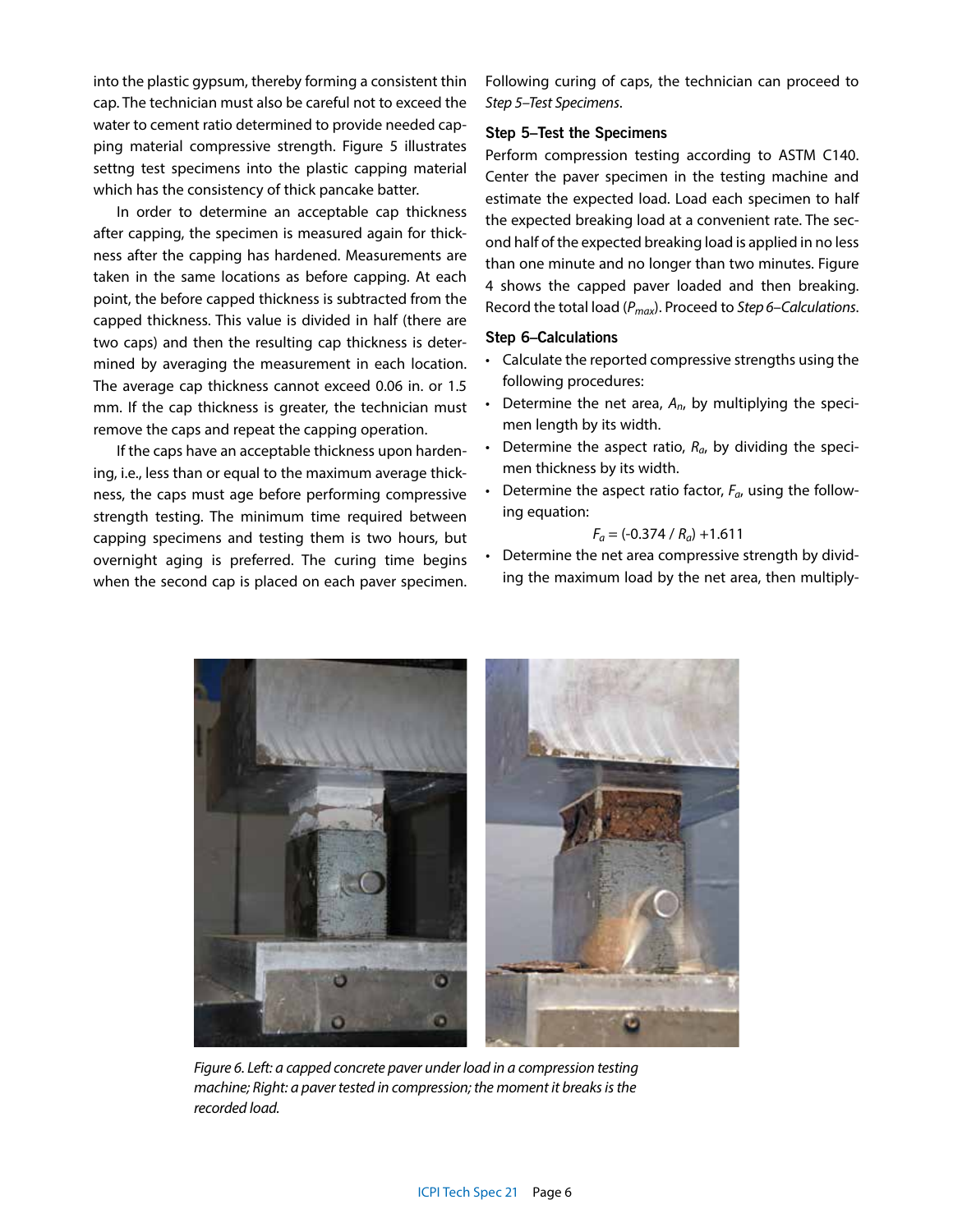into the plastic gypsum, thereby forming a consistent thin cap. The technician must also be careful not to exceed the water to cement ratio determined to provide needed capping material compressive strength. Figure 5 illustrates settng test specimens into the plastic capping material which has the consistency of thick pancake batter.

In order to determine an acceptable cap thickness after capping, the specimen is measured again for thickness after the capping has hardened. Measurements are taken in the same locations as before capping. At each point, the before capped thickness is subtracted from the capped thickness. This value is divided in half (there are two caps) and then the resulting cap thickness is determined by averaging the measurement in each location. The average cap thickness cannot exceed 0.06 in. or 1.5 mm. If the cap thickness is greater, the technician must remove the caps and repeat the capping operation.

If the caps have an acceptable thickness upon hardening, i.e., less than or equal to the maximum average thickness, the caps must age before performing compressive strength testing. The minimum time required between capping specimens and testing them is two hours, but overnight aging is preferred. The curing time begins when the second cap is placed on each paver specimen. Following curing of caps, the technician can proceed to *Step 5–Test Specimens*.

### Step 5–Test the Specimens

Perform compression testing according to ASTM C140. Center the paver specimen in the testing machine and estimate the expected load. Load each specimen to half the expected breaking load at a convenient rate. The second half of the expected breaking load is applied in no less than one minute and no longer than two minutes. Figure 4 shows the capped paver loaded and then breaking. Record the total load ($P_{max}$). Proceed to *Step 6–Calculations*.

### Step 6–Calculations

- Calculate the reported compressive strengths using the following procedures:
- Determine the net area, $A_n$, by multiplying the specimen length by its width.
- Determine the aspect ratio, $R_a$, by dividing the specimen thickness by its width.
- Determine the aspect ratio factor, $F_a$, using the following equation:

$$F_a = (-0.374 / R_a) + 1.611$$

- Determine the net area compressive strength by dividing the maximum load by the net area, then multiply-

*Figure 6. Left: a capped concrete paver under load in a compression testing machine; Right: a paver tested in compression; the moment it breaks is the recorded load.*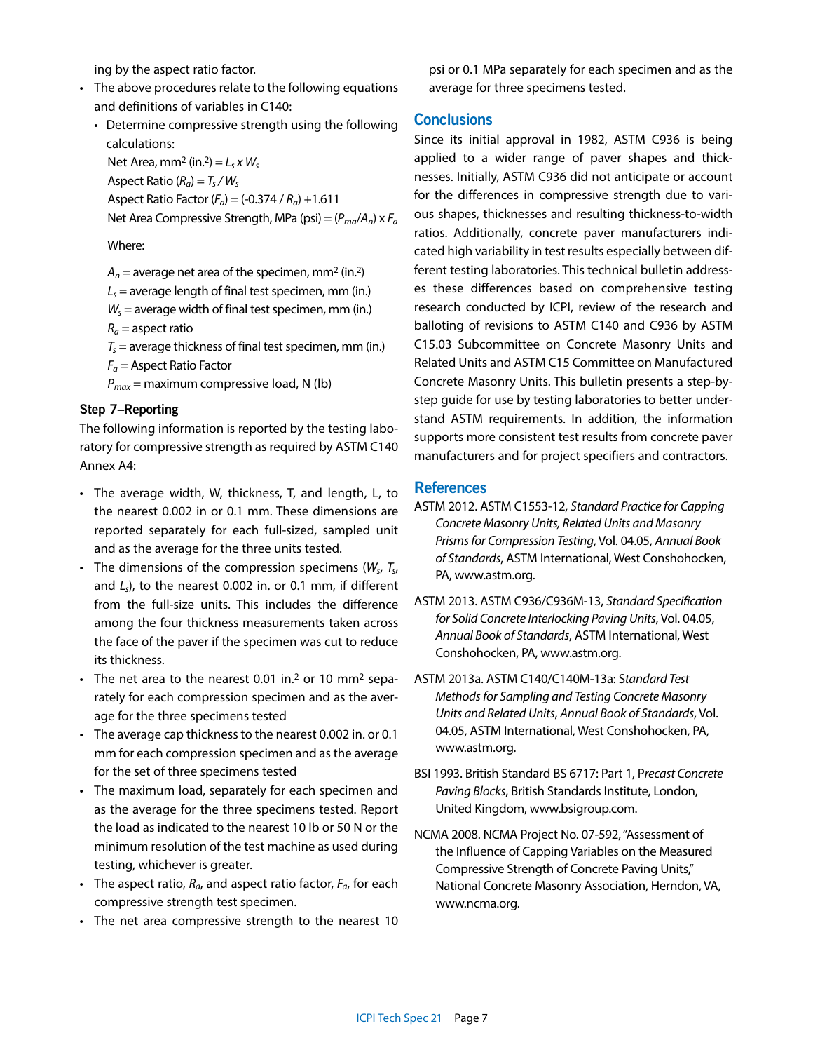ing by the aspect ratio factor.

- The above procedures relate to the following equations and definitions of variables in C140:
  - Determine compressive strength using the following calculations:

    Net Area, mm$^2$ (in.$^2$) = $L_s \times W_s$

    Aspect Ratio ($R_a$) = $T_s / W_s$

    Aspect Ratio Factor ($F_a$) = $(-0.374 / R_a) + 1.611$

    Net Area Compressive Strength, MPa (psi) = $(P_{max}/A_n) \times F_a$

    Where:

    $A_n$ = average net area of the specimen, mm$^2$ (in.$^2$)

    $L_s$ = average length of final test specimen, mm (in.)

    $W_s$ = average width of final test specimen, mm (in.)

    $R_a$ = aspect ratio

    $T_s$ = average thickness of final test specimen, mm (in.)

    $F_a$ = Aspect Ratio Factor

    $P_{max}$ = maximum compressive load, N (lb)

### Step 7–Reporting

The following information is reported by the testing laboratory for compressive strength as required by ASTM C140 Annex A4:

- The average width, W, thickness, T, and length, L, to the nearest 0.002 in or 0.1 mm. These dimensions are reported separately for each full-sized, sampled unit and as the average for the three units tested.
- The dimensions of the compression specimens ($W_s$, $T_s$, and $L_s$), to the nearest 0.002 in. or 0.1 mm, if different from the full-size units. This includes the difference among the four thickness measurements taken across the face of the paver if the specimen was cut to reduce its thickness.
- The net area to the nearest 0.01 in.$^2$ or 10 mm$^2$ separately for each compression specimen and as the average for the three specimens tested
- The average cap thickness to the nearest 0.002 in. or 0.1 mm for each compression specimen and as the average for the set of three specimens tested
- The maximum load, separately for each specimen and as the average for the three specimens tested. Report the load as indicated to the nearest 10 lb or 50 N or the minimum resolution of the test machine as used during testing, whichever is greater.
- The aspect ratio, $R_a$, and aspect ratio factor, $F_a$, for each compressive strength test specimen.
- The net area compressive strength to the nearest 10 psi or 0.1 MPa separately for each specimen and as the average for three specimens tested.

## Conclusions

Since its initial approval in 1982, ASTM C936 is being applied to a wider range of paver shapes and thicknesses. Initially, ASTM C936 did not anticipate or account for the differences in compressive strength due to various shapes, thicknesses and resulting thickness-to-width ratios. Additionally, concrete paver manufacturers indicated high variability in test results especially between different testing laboratories. This technical bulletin addresses these differences based on comprehensive testing research conducted by ICPI, review of the research and balloting of revisions to ASTM C140 and C936 by ASTM C15.03 Subcommittee on Concrete Masonry Units and Related Units and ASTM C15 Committee on Manufactured Concrete Masonry Units. This bulletin presents a step-by-step guide for use by testing laboratories to better understand ASTM requirements. In addition, the information supports more consistent test results from concrete paver manufacturers and for project specifiers and contractors.

## References

ASTM 2012. ASTM C1553-12, *Standard Practice for Capping Concrete Masonry Units, Related Units and Masonry Prisms for Compression Testing*, Vol. 04.05, *Annual Book of Standards*, ASTM International, West Conshohocken, PA, www.astm.org.

ASTM 2013. ASTM C936/C936M-13, *Standard Specification for Solid Concrete Interlocking Paving Units*, Vol. 04.05, *Annual Book of Standards*, ASTM International, West Conshohocken, PA, www.astm.org.

ASTM 2013a. ASTM C140/C140M-13a: *Standard Test Methods for Sampling and Testing Concrete Masonry Units and Related Units*, *Annual Book of Standards*, Vol. 04.05, ASTM International, West Conshohocken, PA, www.astm.org.

BSI 1993. British Standard BS 6717: Part 1, *Precast Concrete Paving Blocks*, British Standards Institute, London, United Kingdom, www.bsigroup.com.

NCMA 2008. NCMA Project No. 07-592, "Assessment of the Influence of Capping Variables on the Measured Compressive Strength of Concrete Paving Units," National Concrete Masonry Association, Herndon, VA, www.ncma.org.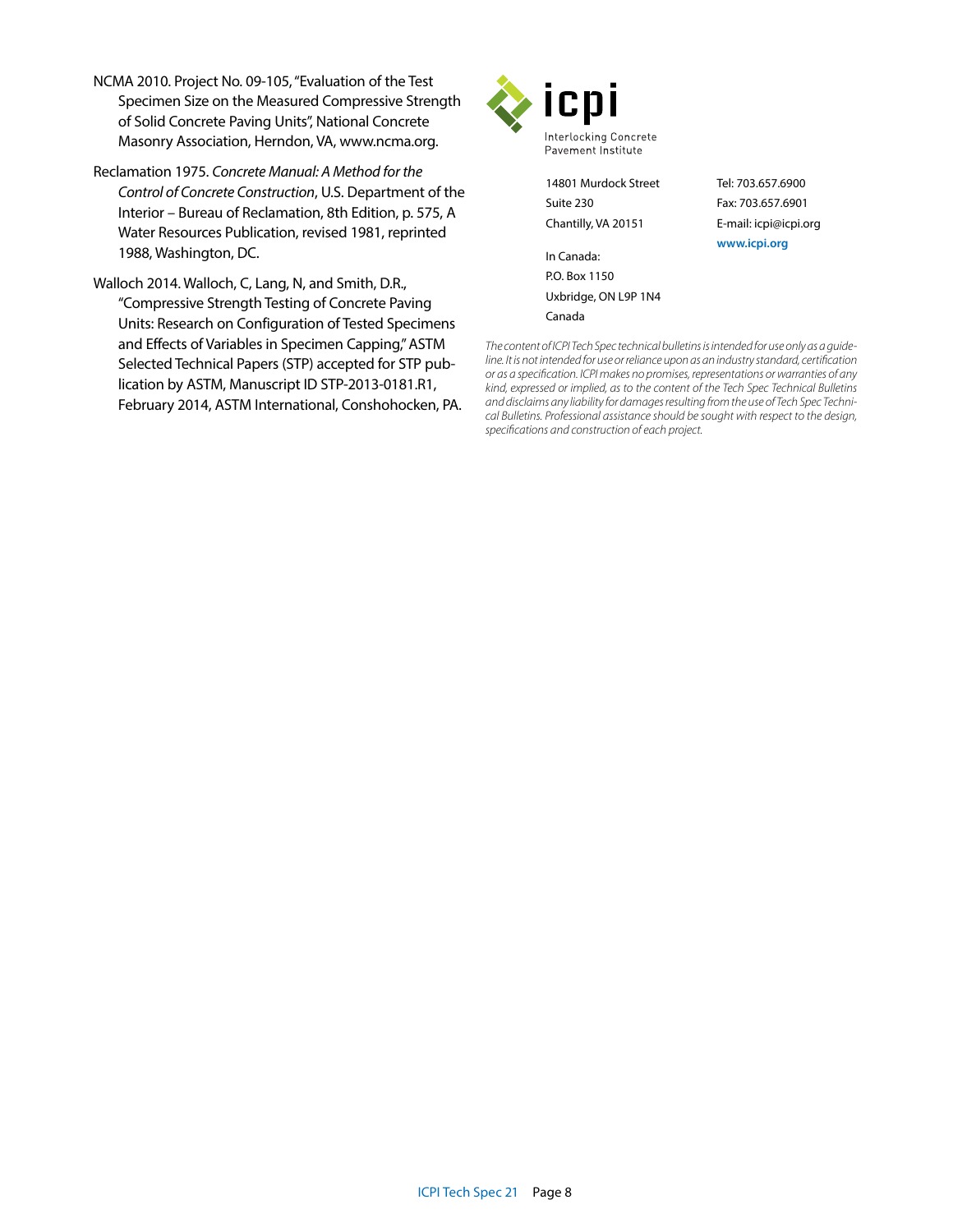NCMA 2010. Project No. 09-105, "Evaluation of the Test Specimen Size on the Measured Compressive Strength of Solid Concrete Paving Units", National Concrete Masonry Association, Herndon, VA, www.ncma.org.

Reclamation 1975. *Concrete Manual: A Method for the Control of Concrete Construction*, U.S. Department of the Interior – Bureau of Reclamation, 8th Edition, p. 575, A Water Resources Publication, revised 1981, reprinted 1988, Washington, DC.

Walloch 2014. Walloch, C, Lang, N, and Smith, D.R., "Compressive Strength Testing of Concrete Paving Units: Research on Configuration of Tested Specimens and Effects of Variables in Specimen Capping," ASTM Selected Technical Papers (STP) accepted for STP publication by ASTM, Manuscript ID STP-2013-0181.R1, February 2014, ASTM International, Conshohocken, PA.

icpi
Interlocking Concrete Pavement Institute

14801 Murdock Street
Suite 230
Chantilly, VA 20151

In Canada:
P.O. Box 1150
Uxbridge, ON L9P 1N4
Canada

Tel: 703.657.6900
Fax: 703.657.6901
E-mail: icpi@icpi.org
**www.icpi.org**

*The content of ICPI Tech Spec technical bulletins is intended for use only as a guideline. It is not intended for use or reliance upon as an industry standard, certification or as a specification. ICPI makes no promises, representations or warranties of any kind, expressed or implied, as to the content of the Tech Spec Technical Bulletins and disclaims any liability for damages resulting from the use of Tech Spec Technical Bulletins. Professional assistance should be sought with respect to the design, specifications and construction of each project.*